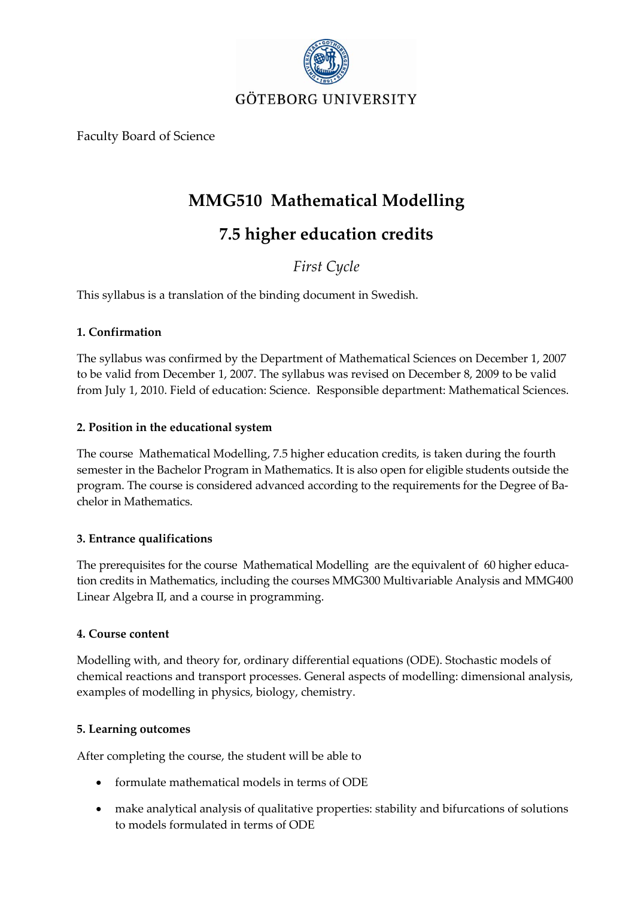GÖTEBORG UNIVERSITY

Faculty Board of Science

# MMG510 Mathematical Modelling

# 7.5 higher education credits

*First Cycle*

This syllabus is a translation of the binding document in Swedish.

### 1. Confirmation

The syllabus was confirmed by the Department of Mathematical Sciences on December 1, 2007 to be valid from December 1, 2007. The syllabus was revised on December 8, 2009 to be valid from July 1, 2010. Field of education: Science. Responsible department: Mathematical Sciences.

### 2. Position in the educational system

The course Mathematical Modelling, 7.5 higher education credits, is taken during the fourth semester in the Bachelor Program in Mathematics. It is also open for eligible students outside the program. The course is considered advanced according to the requirements for the Degree of Bachelor in Mathematics.

### 3. Entrance qualifications

The prerequisites for the course Mathematical Modelling are the equivalent of 60 higher education credits in Mathematics, including the courses MMG300 Multivariable Analysis and MMG400 Linear Algebra II, and a course in programming.

### 4. Course content

Modelling with, and theory for, ordinary differential equations (ODE). Stochastic models of chemical reactions and transport processes. General aspects of modelling: dimensional analysis, examples of modelling in physics, biology, chemistry.

### 5. Learning outcomes

After completing the course, the student will be able to

- formulate mathematical models in terms of ODE
- make analytical analysis of qualitative properties: stability and bifurcations of solutions to models formulated in terms of ODE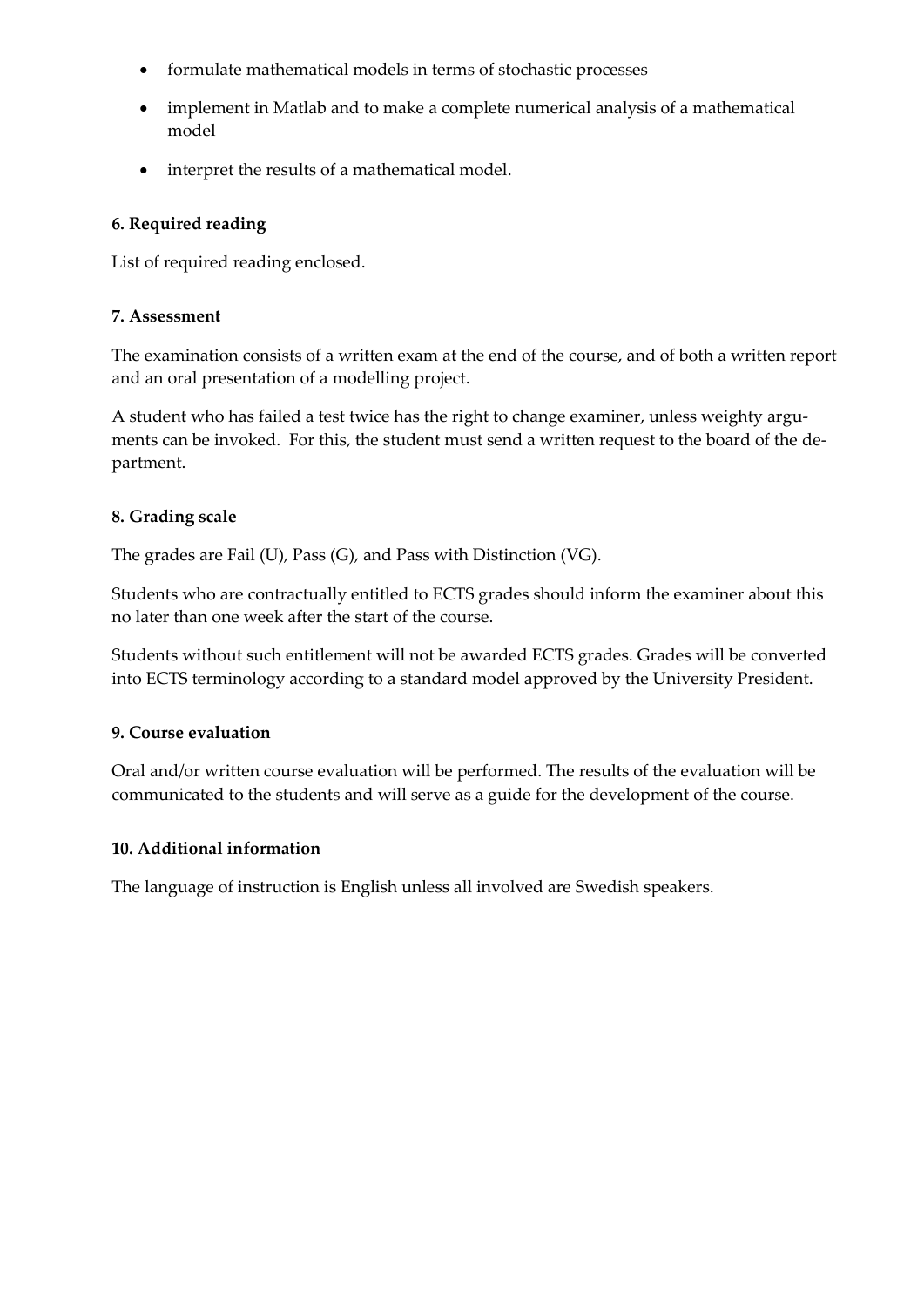- formulate mathematical models in terms of stochastic processes
- implement in Matlab and to make a complete numerical analysis of a mathematical model
- interpret the results of a mathematical model.

#### 6. Required reading

List of required reading enclosed.

#### 7. Assessment

The examination consists of a written exam at the end of the course, and of both a written report and an oral presentation of a modelling project.

A student who has failed a test twice has the right to change examiner, unless weighty arguments can be invoked. For this, the student must send a written request to the board of the department.

#### 8. Grading scale

The grades are Fail (U), Pass (G), and Pass with Distinction (VG).

Students who are contractually entitled to ECTS grades should inform the examiner about this no later than one week after the start of the course.

Students without such entitlement will not be awarded ECTS grades. Grades will be converted into ECTS terminology according to a standard model approved by the University President.

#### 9. Course evaluation

Oral and/or written course evaluation will be performed. The results of the evaluation will be communicated to the students and will serve as a guide for the development of the course.

#### 10. Additional information

The language of instruction is English unless all involved are Swedish speakers.